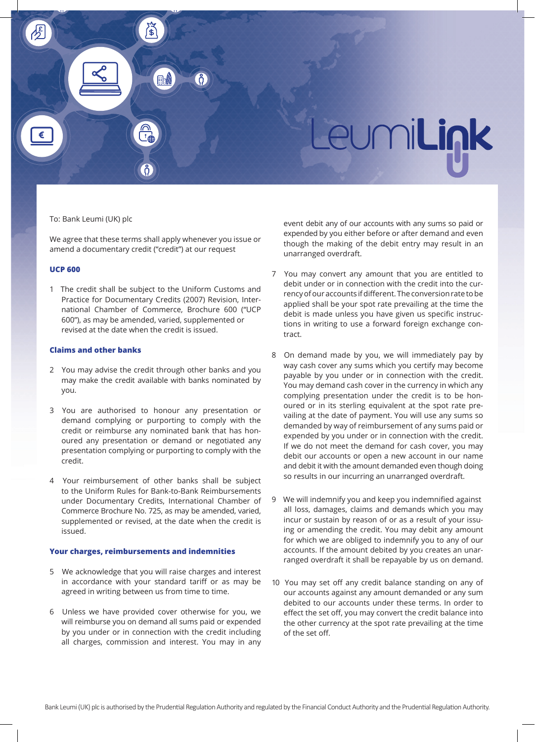LeumiLink

To: Bank Leumi (UK) plc

We agree that these terms shall apply whenever you issue or amend a documentary credit ("credit") at our request

### UCP 600

1 The credit shall be subject to the Uniform Customs and Practice for Documentary Credits (2007) Revision, International Chamber of Commerce, Brochure 600 ("UCP 600"), as may be amended, varied, supplemented or revised at the date when the credit is issued.

### Claims and other banks

2 You may advise the credit through other banks and you may make the credit available with banks nominated by you.

3 You are authorised to honour any presentation or demand complying or purporting to comply with the credit or reimburse any nominated bank that has honoured any presentation or demand or negotiated any presentation complying or purporting to comply with the credit.

4 Your reimbursement of other banks shall be subject to the Uniform Rules for Bank-to-Bank Reimbursements under Documentary Credits, International Chamber of Commerce Brochure No. 725, as may be amended, varied, supplemented or revised, at the date when the credit is issued.

### Your charges, reimbursements and indemnities

5 We acknowledge that you will raise charges and interest in accordance with your standard tariff or as may be agreed in writing between us from time to time.

6 Unless we have provided cover otherwise for you, we will reimburse you on demand all sums paid or expended by you under or in connection with the credit including all charges, commission and interest. You may in any event debit any of our accounts with any sums so paid or expended by you either before or after demand and even though the making of the debit entry may result in an unarranged overdraft.

7 You may convert any amount that you are entitled to debit under or in connection with the credit into the currency of our accounts if different. The conversion rate to be applied shall be your spot rate prevailing at the time the debit is made unless you have given us specific instructions in writing to use a forward foreign exchange contract.

8 On demand made by you, we will immediately pay by way cash cover any sums which you certify may become payable by you under or in connection with the credit. You may demand cash cover in the currency in which any complying presentation under the credit is to be honoured or in its sterling equivalent at the spot rate prevailing at the date of payment. You will use any sums so demanded by way of reimbursement of any sums paid or expended by you under or in connection with the credit. If we do not meet the demand for cash cover, you may debit our accounts or open a new account in our name and debit it with the amount demanded even though doing so results in our incurring an unarranged overdraft.

9 We will indemnify you and keep you indemnified against all loss, damages, claims and demands which you may incur or sustain by reason of or as a result of your issuing or amending the credit. You may debit any amount for which we are obliged to indemnify you to any of our accounts. If the amount debited by you creates an unarranged overdraft it shall be repayable by us on demand.

10 You may set off any credit balance standing on any of our accounts against any amount demanded or any sum debited to our accounts under these terms. In order to effect the set off, you may convert the credit balance into the other currency at the spot rate prevailing at the time of the set off.

Bank Leumi (UK) plc is authorised by the Prudential Regulation Authority and regulated by the Financial Conduct Authority and the Prudential Regulation Authority.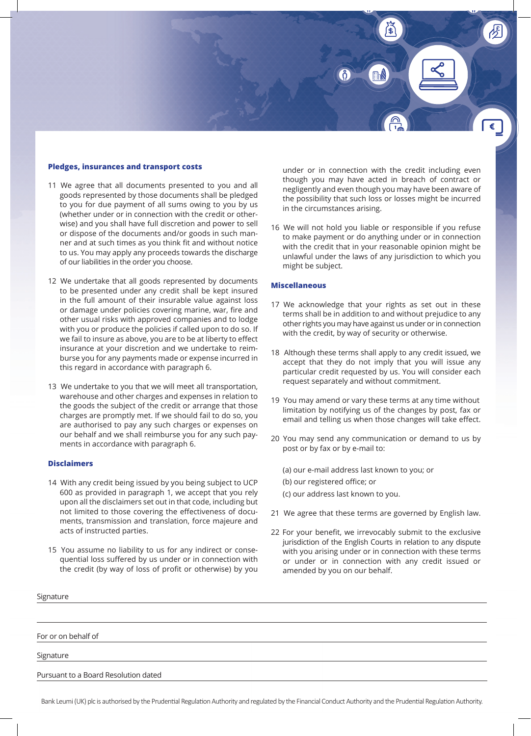### Pledges, insurances and transport costs

11 We agree that all documents presented to you and all goods represented by those documents shall be pledged to you for due payment of all sums owing to you by us (whether under or in connection with the credit or otherwise) and you shall have full discretion and power to sell or dispose of the documents and/or goods in such manner and at such times as you think fit and without notice to us. You may apply any proceeds towards the discharge of our liabilities in the order you choose.

12 We undertake that all goods represented by documents to be presented under any credit shall be kept insured in the full amount of their insurable value against loss or damage under policies covering marine, war, fire and other usual risks with approved companies and to lodge with you or produce the policies if called upon to do so. If we fail to insure as above, you are to be at liberty to effect insurance at your discretion and we undertake to reimburse you for any payments made or expense incurred in this regard in accordance with paragraph 6.

13 We undertake to you that we will meet all transportation, warehouse and other charges and expenses in relation to the goods the subject of the credit or arrange that those charges are promptly met. If we should fail to do so, you are authorised to pay any such charges or expenses on our behalf and we shall reimburse you for any such payments in accordance with paragraph 6.

### Disclaimers

14 With any credit being issued by you being subject to UCP 600 as provided in paragraph 1, we accept that you rely upon all the disclaimers set out in that code, including but not limited to those covering the effectiveness of documents, transmission and translation, force majeure and acts of instructed parties.

15 You assume no liability to us for any indirect or consequential loss suffered by us under or in connection with the credit (by way of loss of profit or otherwise) by you under or in connection with the credit including even though you may have acted in breach of contract or negligently and even though you may have been aware of the possibility that such loss or losses might be incurred in the circumstances arising.

16 We will not hold you liable or responsible if you refuse to make payment or do anything under or in connection with the credit that in your reasonable opinion might be unlawful under the laws of any jurisdiction to which you might be subject.

### Miscellaneous

17 We acknowledge that your rights as set out in these terms shall be in addition to and without prejudice to any other rights you may have against us under or in connection with the credit, by way of security or otherwise.

18 Although these terms shall apply to any credit issued, we accept that they do not imply that you will issue any particular credit requested by us. You will consider each request separately and without commitment.

19 You may amend or vary these terms at any time without limitation by notifying us of the changes by post, fax or email and telling us when those changes will take effect.

20 You may send any communication or demand to us by post or by fax or by e-mail to:

(a) our e-mail address last known to you; or

(b) our registered office; or

(c) our address last known to you.

21 We agree that these terms are governed by English law.

22 For your benefit, we irrevocably submit to the exclusive jurisdiction of the English Courts in relation to any dispute with you arising under or in connection with these terms or under or in connection with any credit issued or amended by you on our behalf.

Signature

For or on behalf of

Signature

Pursuant to a Board Resolution dated

Bank Leumi (UK) plc is authorised by the Prudential Regulation Authority and regulated by the Financial Conduct Authority and the Prudential Regulation Authority.